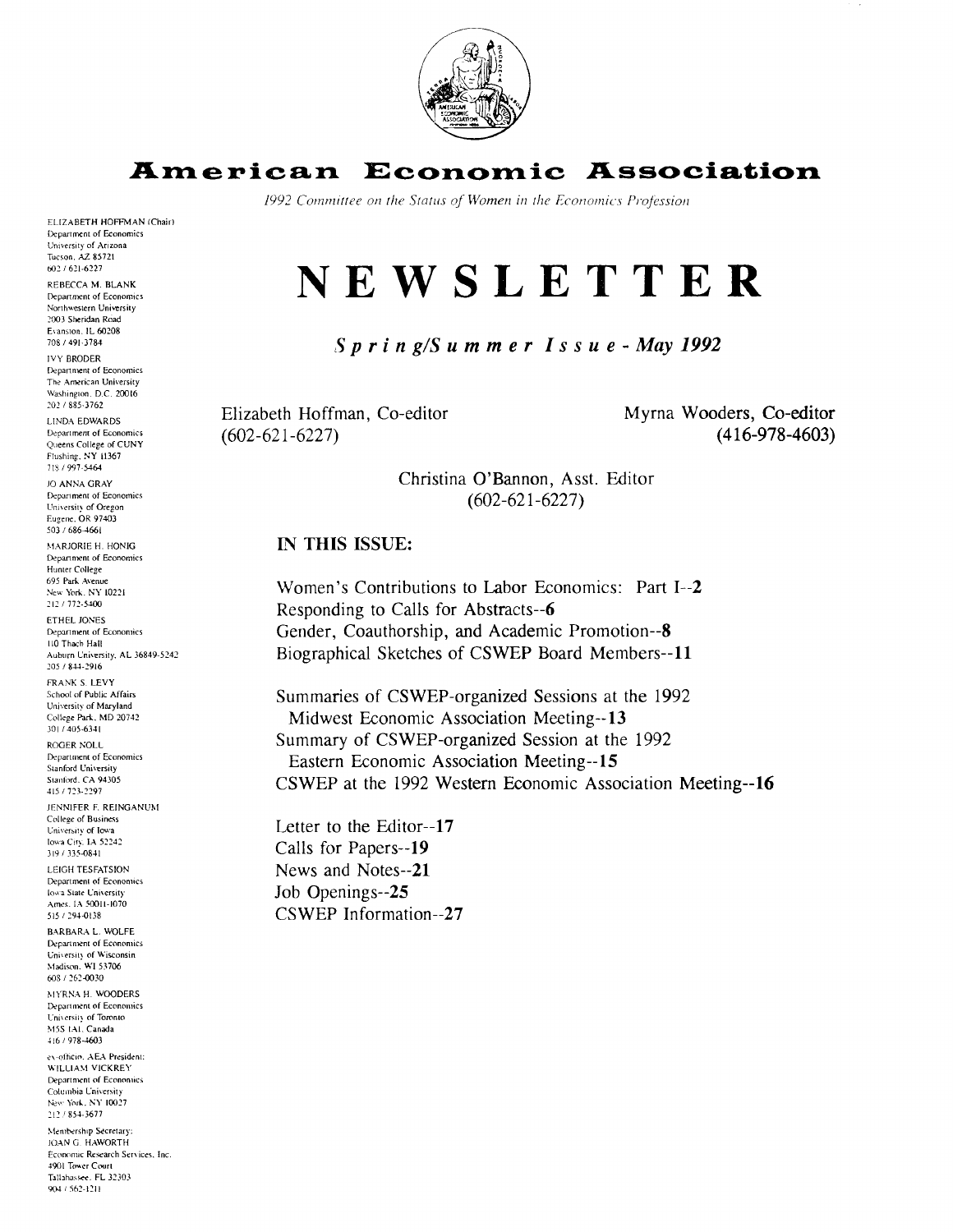# American Economic Association

*1992 Committee on the Status of Women in the Economics Profession*

ELIZABETH HOFFMAN (Chair)
Department of Economics
University of Arizona
Tucson, AZ 85721
602 / 621-6227

REBECCA M. BLANK
Department of Economics
Northwestern University
2003 Sheridan Road
Evanston, IL 60208
708 / 491-3784

IVY BRODER
Department of Economics
The American University
Washington, D.C. 20016
202 / 885-3762

LINDA EDWARDS
Department of Economics
Queens College of CUNY
Flushing, NY 11367
718 / 997-5464

JO ANNA GRAY
Department of Economics
University of Oregon
Eugene, OR 97403
503 / 686-4661

MARJORIE H. HONIG
Department of Economics
Hunter College
695 Park Avenue
New York, NY 10221
212 / 772-5400

ETHEL JONES
Department of Economics
110 Thach Hall
Auburn University, AL 36849-5242
205 / 844-2916

FRANK S. LEVY
School of Public Affairs
University of Maryland
College Park, MD 20742
301 / 405-6341

ROGER NOLL
Department of Economics
Stanford University
Stanford, CA 94305
415 / 723-2297

JENNIFER F. REINGANUM
College of Business
University of Iowa
Iowa City, IA 52242
319 / 335-0841

LEIGH TESFATSION
Department of Economics
Iowa State University
Ames, IA 50011-1070
515 / 294-0138

BARBARA L. WOLFE
Department of Economics
University of Wisconsin
Madison, WI 53706
608 / 262-0030

MYRNA H. WOODERS
Department of Economics
University of Toronto
M5S 1A1, Canada
416 / 978-4603

ex-officio, AEA President:
WILLIAM VICKREY
Department of Economics
Columbia University
New York, NY 10027
212 / 854-3677

Membership Secretary:
JOAN G. HAWORTH
Economic Research Services, Inc.
4901 Tower Court
Tallahassee, FL 32303
904 / 562-1211

# NEWSLETTER

***Spring/Summer Issue - May 1992***

Elizabeth Hoffman, Co-editor
(602-621-6227)

Myrna Wooders, Co-editor
(416-978-4603)

Christina O'Bannon, Asst. Editor
(602-621-6227)

**IN THIS ISSUE:**

Women's Contributions to Labor Economics: Part I--**2**
Responding to Calls for Abstracts--**6**
Gender, Coauthorship, and Academic Promotion--**8**
Biographical Sketches of CSWEP Board Members--**11**

Summaries of CSWEP-organized Sessions at the 1992 Midwest Economic Association Meeting--**13**
Summary of CSWEP-organized Session at the 1992 Eastern Economic Association Meeting--**15**
CSWEP at the 1992 Western Economic Association Meeting--**16**

Letter to the Editor--**17**
Calls for Papers--**19**
News and Notes--**21**
Job Openings--**25**
CSWEP Information--**27**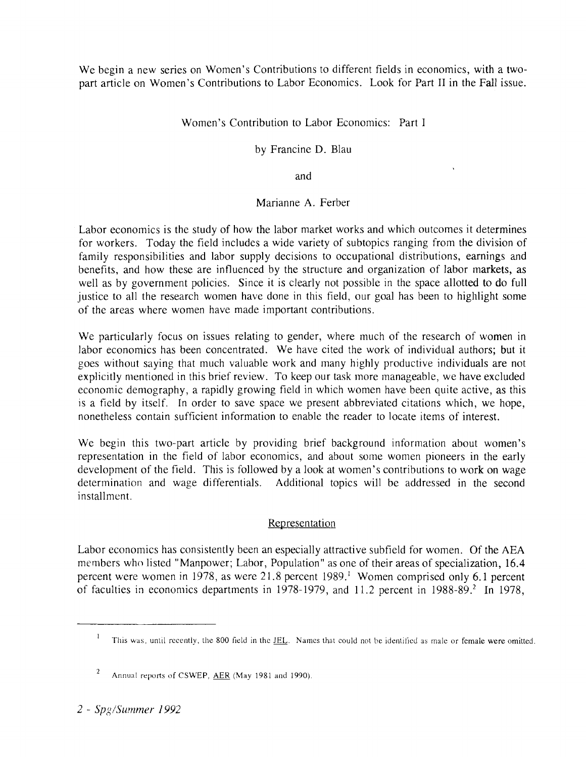We begin a new series on Women's Contributions to different fields in economics, with a two-part article on Women's Contributions to Labor Economics. Look for Part II in the Fall issue.

# Women's Contribution to Labor Economics: Part I

by Francine D. Blau

and

Marianne A. Ferber

Labor economics is the study of how the labor market works and which outcomes it determines for workers. Today the field includes a wide variety of subtopics ranging from the division of family responsibilities and labor supply decisions to occupational distributions, earnings and benefits, and how these are influenced by the structure and organization of labor markets, as well as by government policies. Since it is clearly not possible in the space allotted to do full justice to all the research women have done in this field, our goal has been to highlight some of the areas where women have made important contributions.

We particularly focus on issues relating to gender, where much of the research of women in labor economics has been concentrated. We have cited the work of individual authors; but it goes without saying that much valuable work and many highly productive individuals are not explicitly mentioned in this brief review. To keep our task more manageable, we have excluded economic demography, a rapidly growing field in which women have been quite active, as this is a field by itself. In order to save space we present abbreviated citations which, we hope, nonetheless contain sufficient information to enable the reader to locate items of interest.

We begin this two-part article by providing brief background information about women's representation in the field of labor economics, and about some women pioneers in the early development of the field. This is followed by a look at women's contributions to work on wage determination and wage differentials. Additional topics will be addressed in the second installment.

## Representation

Labor economics has consistently been an especially attractive subfield for women. Of the AEA members who listed "Manpower; Labor, Population" as one of their areas of specialization, 16.4 percent were women in 1978, as were 21.8 percent 1989.[1] Women comprised only 6.1 percent of faculties in economics departments in 1978-1979, and 11.2 percent in 1988-89.[2] In 1978,

---

[1] This was, until recently, the 800 field in the JEL. Names that could not be identified as male or female were omitted.

[2] Annual reports of CSWEP, AER (May 1981 and 1990).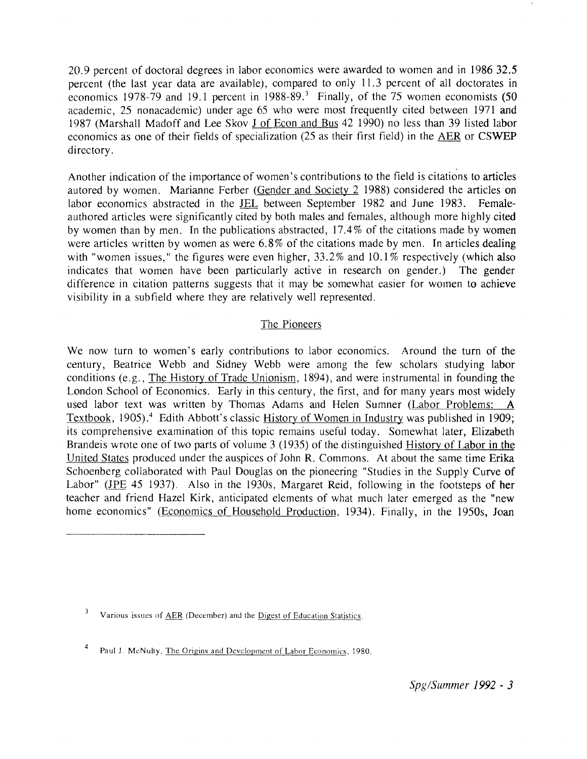20.9 percent of doctoral degrees in labor economics were awarded to women and in 1986 32.5 percent (the last year data are available), compared to only 11.3 percent of all doctorates in economics 1978-79 and 19.1 percent in 1988-89.[3] Finally, of the 75 women economists (50 academic, 25 nonacademic) under age 65 who were most frequently cited between 1971 and 1987 (Marshall Madoff and Lee Skov J of Econ and Bus 42 1990) no less than 39 listed labor economics as one of their fields of specialization (25 as their first field) in the AER or CSWEP directory.

Another indication of the importance of women's contributions to the field is citations to articles autored by women. Marianne Ferber (Gender and Society 2 1988) considered the articles on labor economics abstracted in the JEL between September 1982 and June 1983. Female-authored articles were significantly cited by both males and females, although more highly cited by women than by men. In the publications abstracted, 17.4% of the citations made by women were articles written by women as were 6.8% of the citations made by men. In articles dealing with "women issues," the figures were even higher, 33.2% and 10.1% respectively (which also indicates that women have been particularly active in research on gender.) The gender difference in citation patterns suggests that it may be somewhat easier for women to achieve visibility in a subfield where they are relatively well represented.

## The Pioneers

We now turn to women's early contributions to labor economics. Around the turn of the century, Beatrice Webb and Sidney Webb were among the few scholars studying labor conditions (e.g., The History of Trade Unionism, 1894), and were instrumental in founding the London School of Economics. Early in this century, the first, and for many years most widely used labor text was written by Thomas Adams and Helen Sumner (Labor Problems: A Textbook, 1905).[4] Edith Abbott's classic History of Women in Industry was published in 1909; its comprehensive examination of this topic remains useful today. Somewhat later, Elizabeth Brandeis wrote one of two parts of volume 3 (1935) of the distinguished History of Labor in the United States produced under the auspices of John R. Commons. At about the same time Erika Schoenberg collaborated with Paul Douglas on the pioneering "Studies in the Supply Curve of Labor" (JPE 45 1937). Also in the 1930s, Margaret Reid, following in the footsteps of her teacher and friend Hazel Kirk, anticipated elements of what much later emerged as the "new home economics" (Economics of Household Production, 1934). Finally, in the 1950s, Joan

---

[3] Various issues of AER (December) and the Digest of Education Statistics.

[4] Paul J. McNulty, The Origins and Development of Labor Economics, 1980.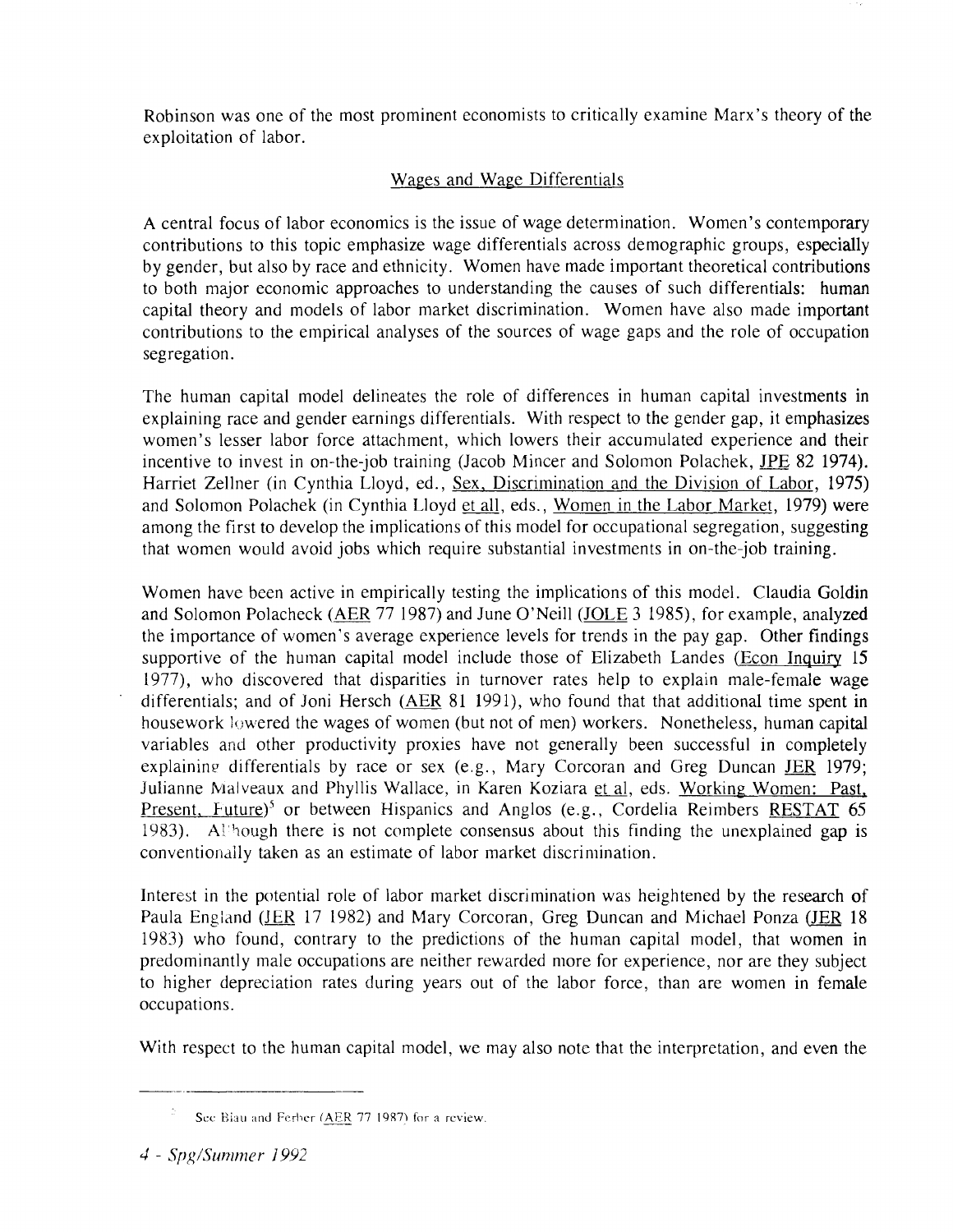Robinson was one of the most prominent economists to critically examine Marx's theory of the exploitation of labor.

## Wages and Wage Differentials

A central focus of labor economics is the issue of wage determination. Women's contemporary contributions to this topic emphasize wage differentials across demographic groups, especially by gender, but also by race and ethnicity. Women have made important theoretical contributions to both major economic approaches to understanding the causes of such differentials: human capital theory and models of labor market discrimination. Women have also made important contributions to the empirical analyses of the sources of wage gaps and the role of occupation segregation.

The human capital model delineates the role of differences in human capital investments in explaining race and gender earnings differentials. With respect to the gender gap, it emphasizes women's lesser labor force attachment, which lowers their accumulated experience and their incentive to invest in on-the-job training (Jacob Mincer and Solomon Polachek, JPE 82 1974). Harriet Zellner (in Cynthia Lloyd, ed., Sex, Discrimination and the Division of Labor, 1975) and Solomon Polachek (in Cynthia Lloyd et all, eds., Women in the Labor Market, 1979) were among the first to develop the implications of this model for occupational segregation, suggesting that women would avoid jobs which require substantial investments in on-the-job training.

Women have been active in empirically testing the implications of this model. Claudia Goldin and Solomon Polacheck (AER 77 1987) and June O'Neill (JOLE 3 1985), for example, analyzed the importance of women's average experience levels for trends in the pay gap. Other findings supportive of the human capital model include those of Elizabeth Landes (Econ Inquiry 15 1977), who discovered that disparities in turnover rates help to explain male-female wage differentials; and of Joni Hersch (AER 81 1991), who found that that additional time spent in housework lowered the wages of women (but not of men) workers. Nonetheless, human capital variables and other productivity proxies have not generally been successful in completely explaining differentials by race or sex (e.g., Mary Corcoran and Greg Duncan JER 1979; Julianne Malveaux and Phyllis Wallace, in Karen Koziara et al, eds. Working Women: Past, Present, Future)[5] or between Hispanics and Anglos (e.g., Cordelia Reimbers RESTAT 65 1983). Although there is not complete consensus about this finding the unexplained gap is conventionally taken as an estimate of labor market discrimination.

Interest in the potential role of labor market discrimination was heightened by the research of Paula England (JER 17 1982) and Mary Corcoran, Greg Duncan and Michael Ponza (JER 18 1983) who found, contrary to the predictions of the human capital model, that women in predominantly male occupations are neither rewarded more for experience, nor are they subject to higher depreciation rates during years out of the labor force, than are women in female occupations.

With respect to the human capital model, we may also note that the interpretation, and even the

[5] See Blau and Ferber (AER 77 1987) for a review.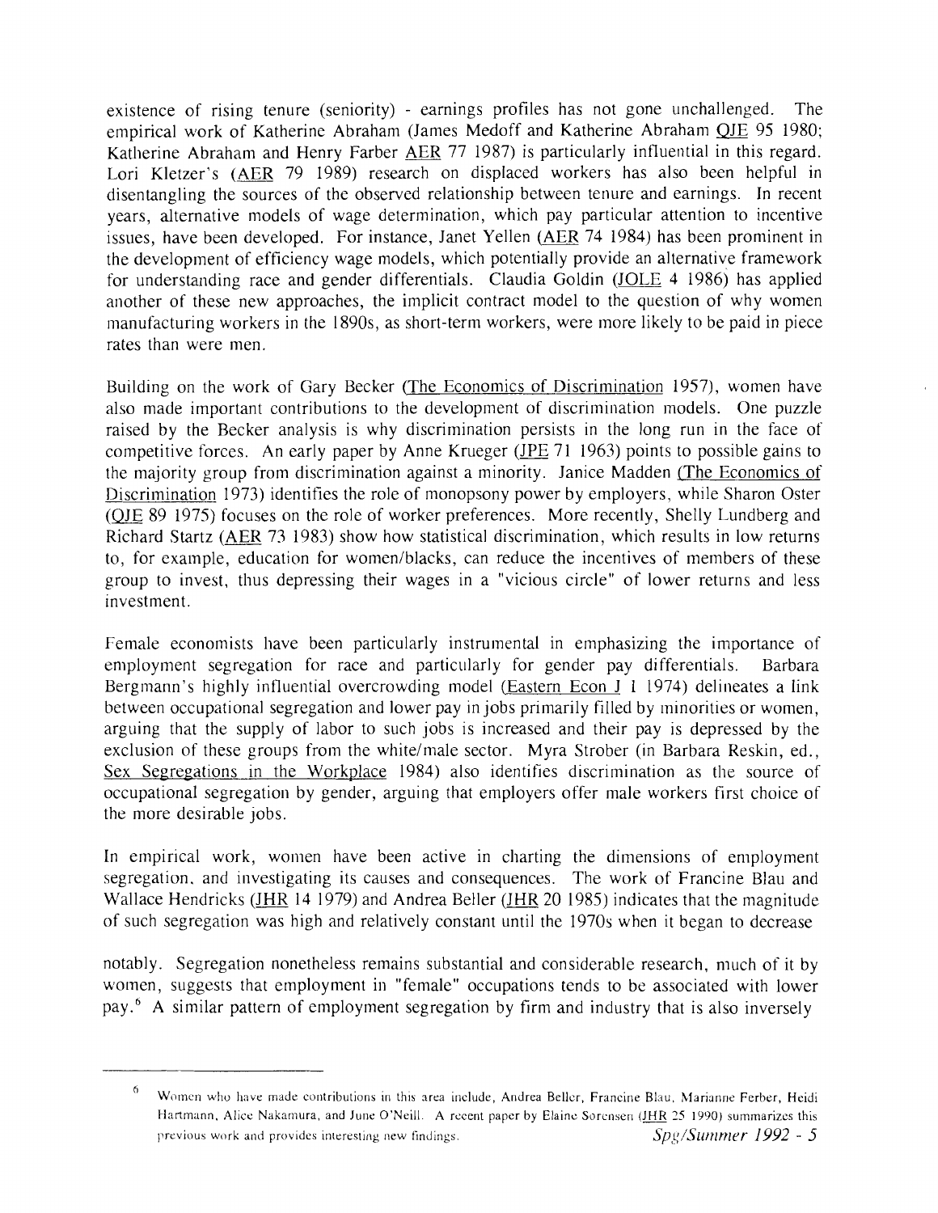existence of rising tenure (seniority) - earnings profiles has not gone unchallenged. The empirical work of Katherine Abraham (James Medoff and Katherine Abraham QJE 95 1980; Katherine Abraham and Henry Farber AER 77 1987) is particularly influential in this regard. Lori Kletzer's (AER 79 1989) research on displaced workers has also been helpful in disentangling the sources of the observed relationship between tenure and earnings. In recent years, alternative models of wage determination, which pay particular attention to incentive issues, have been developed. For instance, Janet Yellen (AER 74 1984) has been prominent in the development of efficiency wage models, which potentially provide an alternative framework for understanding race and gender differentials. Claudia Goldin (JOLE 4 1986) has applied another of these new approaches, the implicit contract model to the question of why women manufacturing workers in the 1890s, as short-term workers, were more likely to be paid in piece rates than were men.

Building on the work of Gary Becker (The Economics of Discrimination 1957), women have also made important contributions to the development of discrimination models. One puzzle raised by the Becker analysis is why discrimination persists in the long run in the face of competitive forces. An early paper by Anne Krueger (JPE 71 1963) points to possible gains to the majority group from discrimination against a minority. Janice Madden (The Economics of Discrimination 1973) identifies the role of monopsony power by employers, while Sharon Oster (QJE 89 1975) focuses on the role of worker preferences. More recently, Shelly Lundberg and Richard Startz (AER 73 1983) show how statistical discrimination, which results in low returns to, for example, education for women/blacks, can reduce the incentives of members of these group to invest, thus depressing their wages in a "vicious circle" of lower returns and less investment.

Female economists have been particularly instrumental in emphasizing the importance of employment segregation for race and particularly for gender pay differentials. Barbara Bergmann's highly influential overcrowding model (Eastern Econ J 1 1974) delineates a link between occupational segregation and lower pay in jobs primarily filled by minorities or women, arguing that the supply of labor to such jobs is increased and their pay is depressed by the exclusion of these groups from the white/male sector. Myra Strober (in Barbara Reskin, ed., Sex Segregations in the Workplace 1984) also identifies discrimination as the source of occupational segregation by gender, arguing that employers offer male workers first choice of the more desirable jobs.

In empirical work, women have been active in charting the dimensions of employment segregation, and investigating its causes and consequences. The work of Francine Blau and Wallace Hendricks (JHR 14 1979) and Andrea Beller (JHR 20 1985) indicates that the magnitude of such segregation was high and relatively constant until the 1970s when it began to decrease notably. Segregation nonetheless remains substantial and considerable research, much of it by women, suggests that employment in "female" occupations tends to be associated with lower pay.[6] A similar pattern of employment segregation by firm and industry that is also inversely

---

[6] Women who have made contributions in this area include, Andrea Beller, Francine Blau, Marianne Ferber, Heidi Hartmann, Alice Nakamura, and June O'Neill. A recent paper by Elaine Sorensen (JHR 25 1990) summarizes this previous work and provides interesting new findings.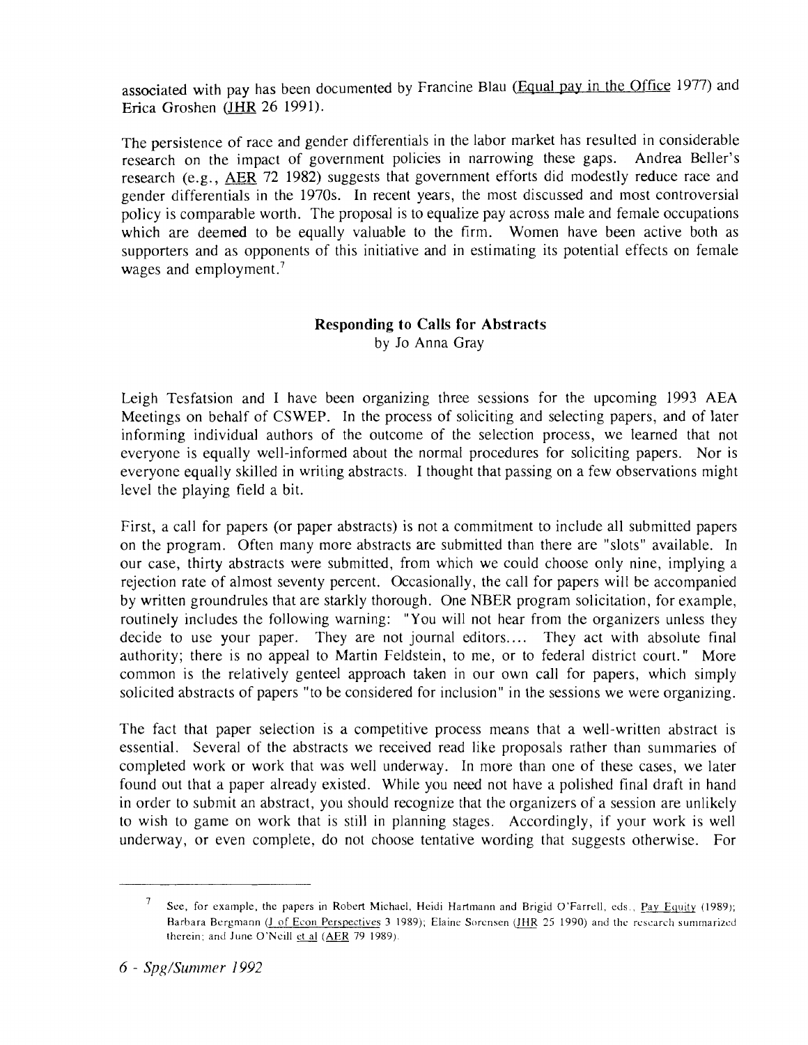associated with pay has been documented by Francine Blau (Equal pay in the Office 1977) and Erica Groshen (JHR 26 1991).

The persistence of race and gender differentials in the labor market has resulted in considerable research on the impact of government policies in narrowing these gaps. Andrea Beller's research (e.g., AER 72 1982) suggests that government efforts did modestly reduce race and gender differentials in the 1970s. In recent years, the most discussed and most controversial policy is comparable worth. The proposal is to equalize pay across male and female occupations which are deemed to be equally valuable to the firm. Women have been active both as supporters and as opponents of this initiative and in estimating its potential effects on female wages and employment.[7]

## Responding to Calls for Abstracts

by Jo Anna Gray

Leigh Tesfatsion and I have been organizing three sessions for the upcoming 1993 AEA Meetings on behalf of CSWEP. In the process of soliciting and selecting papers, and of later informing individual authors of the outcome of the selection process, we learned that not everyone is equally well-informed about the normal procedures for soliciting papers. Nor is everyone equally skilled in writing abstracts. I thought that passing on a few observations might level the playing field a bit.

First, a call for papers (or paper abstracts) is not a commitment to include all submitted papers on the program. Often many more abstracts are submitted than there are "slots" available. In our case, thirty abstracts were submitted, from which we could choose only nine, implying a rejection rate of almost seventy percent. Occasionally, the call for papers will be accompanied by written groundrules that are starkly thorough. One NBER program solicitation, for example, routinely includes the following warning: "You will not hear from the organizers unless they decide to use your paper. They are not journal editors.... They act with absolute final authority; there is no appeal to Martin Feldstein, to me, or to federal district court." More common is the relatively genteel approach taken in our own call for papers, which simply solicited abstracts of papers "to be considered for inclusion" in the sessions we were organizing.

The fact that paper selection is a competitive process means that a well-written abstract is essential. Several of the abstracts we received read like proposals rather than summaries of completed work or work that was well underway. In more than one of these cases, we later found out that a paper already existed. While you need not have a polished final draft in hand in order to submit an abstract, you should recognize that the organizers of a session are unlikely to wish to game on work that is still in planning stages. Accordingly, if your work is well underway, or even complete, do not choose tentative wording that suggests otherwise. For

---

[7] See, for example, the papers in Robert Michael, Heidi Hartmann and Brigid O'Farrell, eds., Pay Equity (1989); Barbara Bergmann (J of Econ Perspectives 3 1989); Elaine Sorensen (JHR 25 1990) and the research summarized therein; and June O'Neill et al (AER 79 1989).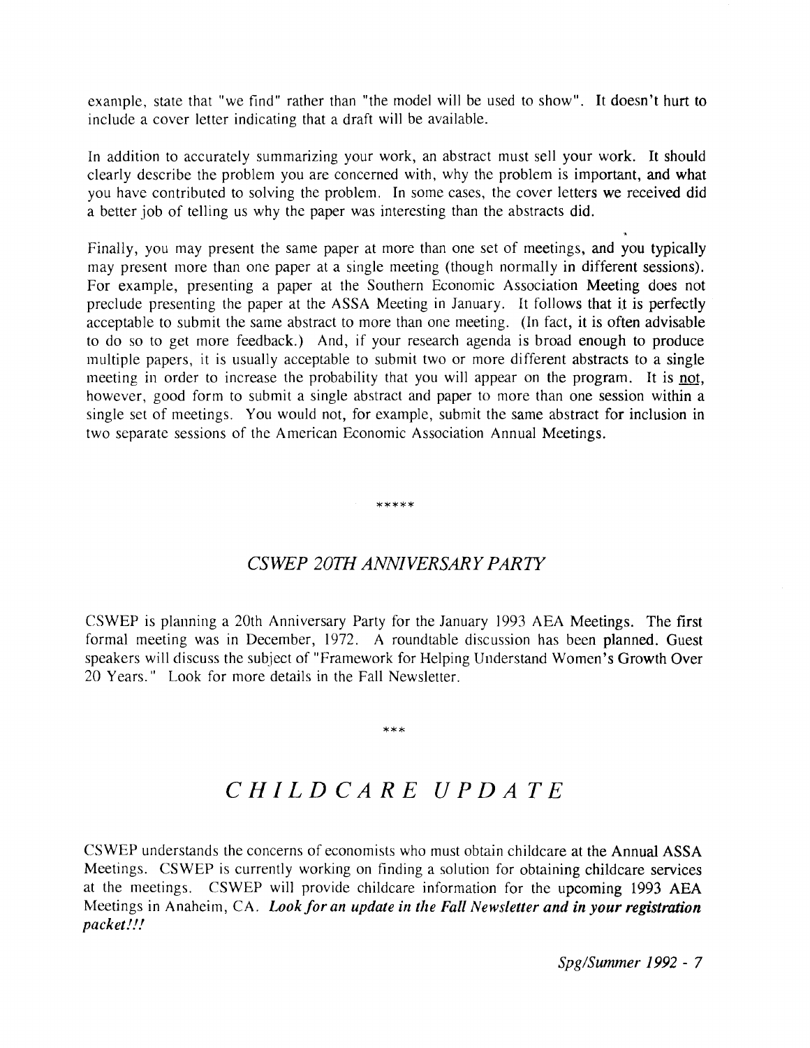example, state that "we find" rather than "the model will be used to show". It doesn't hurt to include a cover letter indicating that a draft will be available.

In addition to accurately summarizing your work, an abstract must sell your work. It should clearly describe the problem you are concerned with, why the problem is important, and what you have contributed to solving the problem. In some cases, the cover letters we received did a better job of telling us why the paper was interesting than the abstracts did.

Finally, you may present the same paper at more than one set of meetings, and you typically may present more than one paper at a single meeting (though normally in different sessions). For example, presenting a paper at the Southern Economic Association Meeting does not preclude presenting the paper at the ASSA Meeting in January. It follows that it is perfectly acceptable to submit the same abstract to more than one meeting. (In fact, it is often advisable to do so to get more feedback.) And, if your research agenda is broad enough to produce multiple papers, it is usually acceptable to submit two or more different abstracts to a single meeting in order to increase the probability that you will appear on the program. It is not, however, good form to submit a single abstract and paper to more than one session within a single set of meetings. You would not, for example, submit the same abstract for inclusion in two separate sessions of the American Economic Association Annual Meetings.

*****

## *CSWEP 20TH ANNIVERSARY PARTY*

CSWEP is planning a 20th Anniversary Party for the January 1993 AEA Meetings. The first formal meeting was in December, 1972. A roundtable discussion has been planned. Guest speakers will discuss the subject of "Framework for Helping Understand Women's Growth Over 20 Years." Look for more details in the Fall Newsletter.

***

# *CHILDCARE UPDATE*

CSWEP understands the concerns of economists who must obtain childcare at the Annual ASSA Meetings. CSWEP is currently working on finding a solution for obtaining childcare services at the meetings. CSWEP will provide childcare information for the upcoming 1993 AEA Meetings in Anaheim, CA. ***Look for an update in the Fall Newsletter and in your registration packet!!!***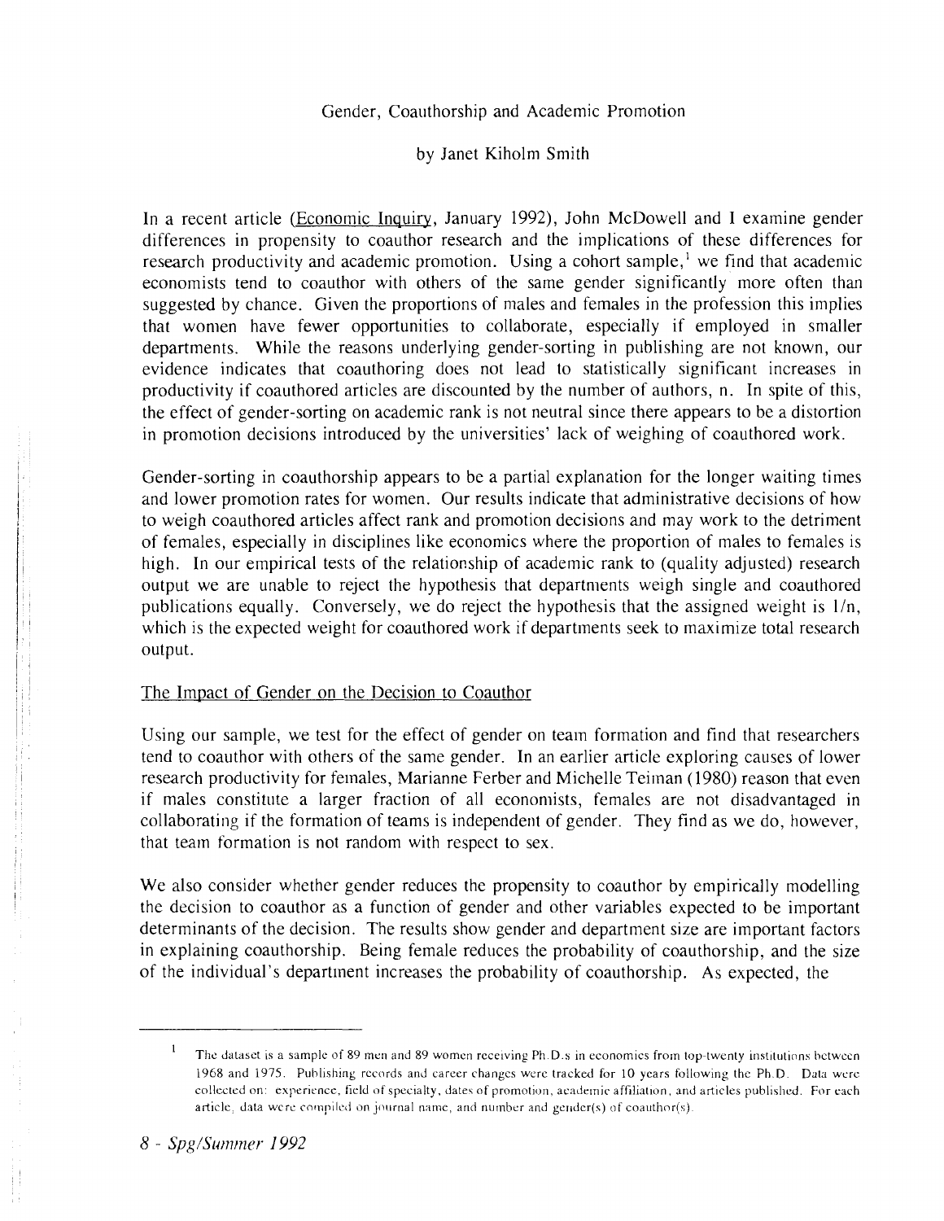# Gender, Coauthorship and Academic Promotion

by Janet Kiholm Smith

In a recent article (Economic Inquiry, January 1992), John McDowell and I examine gender differences in propensity to coauthor research and the implications of these differences for research productivity and academic promotion. Using a cohort sample,[1] we find that academic economists tend to coauthor with others of the same gender significantly more often than suggested by chance. Given the proportions of males and females in the profession this implies that women have fewer opportunities to collaborate, especially if employed in smaller departments. While the reasons underlying gender-sorting in publishing are not known, our evidence indicates that coauthoring does not lead to statistically significant increases in productivity if coauthored articles are discounted by the number of authors, n. In spite of this, the effect of gender-sorting on academic rank is not neutral since there appears to be a distortion in promotion decisions introduced by the universities' lack of weighing of coauthored work.

Gender-sorting in coauthorship appears to be a partial explanation for the longer waiting times and lower promotion rates for women. Our results indicate that administrative decisions of how to weigh coauthored articles affect rank and promotion decisions and may work to the detriment of females, especially in disciplines like economics where the proportion of males to females is high. In our empirical tests of the relationship of academic rank to (quality adjusted) research output we are unable to reject the hypothesis that departments weigh single and coauthored publications equally. Conversely, we do reject the hypothesis that the assigned weight is $1/n$, which is the expected weight for coauthored work if departments seek to maximize total research output.

## The Impact of Gender on the Decision to Coauthor

Using our sample, we test for the effect of gender on team formation and find that researchers tend to coauthor with others of the same gender. In an earlier article exploring causes of lower research productivity for females, Marianne Ferber and Michelle Teiman (1980) reason that even if males constitute a larger fraction of all economists, females are not disadvantaged in collaborating if the formation of teams is independent of gender. They find as we do, however, that team formation is not random with respect to sex.

We also consider whether gender reduces the propensity to coauthor by empirically modelling the decision to coauthor as a function of gender and other variables expected to be important determinants of the decision. The results show gender and department size are important factors in explaining coauthorship. Being female reduces the probability of coauthorship, and the size of the individual's department increases the probability of coauthorship. As expected, the

---

[1] The dataset is a sample of 89 men and 89 women receiving Ph.D.s in economics from top-twenty institutions between 1968 and 1975. Publishing records and career changes were tracked for 10 years following the Ph.D. Data were collected on: experience, field of specialty, dates of promotion, academic affiliation, and articles published. For each article, data were compiled on journal name, and number and gender(s) of coauthor(s).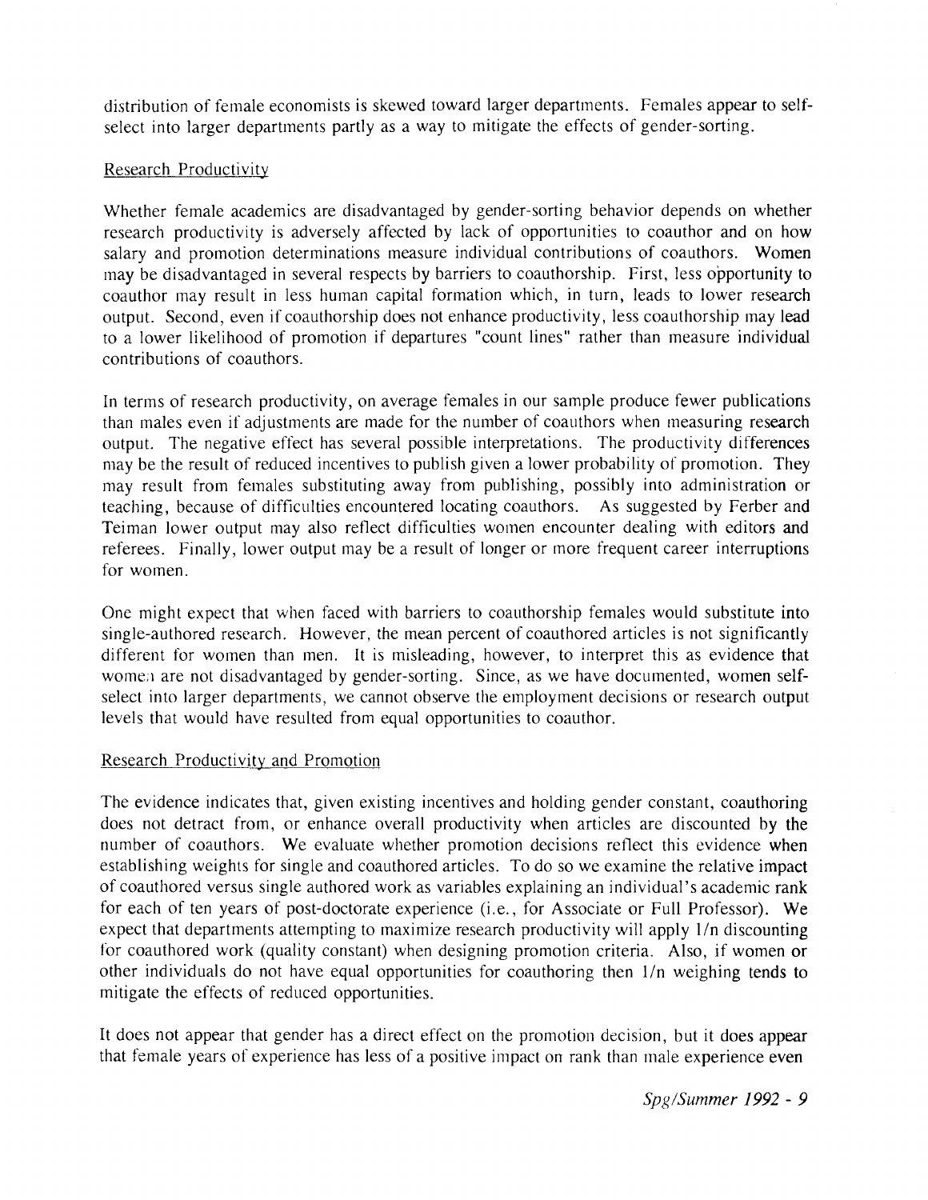distribution of female economists is skewed toward larger departments. Females appear to self-select into larger departments partly as a way to mitigate the effects of gender-sorting.

### Research Productivity

Whether female academics are disadvantaged by gender-sorting behavior depends on whether research productivity is adversely affected by lack of opportunities to coauthor and on how salary and promotion determinations measure individual contributions of coauthors. Women may be disadvantaged in several respects by barriers to coauthorship. First, less opportunity to coauthor may result in less human capital formation which, in turn, leads to lower research output. Second, even if coauthorship does not enhance productivity, less coauthorship may lead to a lower likelihood of promotion if departures "count lines" rather than measure individual contributions of coauthors.

In terms of research productivity, on average females in our sample produce fewer publications than males even if adjustments are made for the number of coauthors when measuring research output. The negative effect has several possible interpretations. The productivity differences may be the result of reduced incentives to publish given a lower probability of promotion. They may result from females substituting away from publishing, possibly into administration or teaching, because of difficulties encountered locating coauthors. As suggested by Ferber and Teiman lower output may also reflect difficulties women encounter dealing with editors and referees. Finally, lower output may be a result of longer or more frequent career interruptions for women.

One might expect that when faced with barriers to coauthorship females would substitute into single-authored research. However, the mean percent of coauthored articles is not significantly different for women than men. It is misleading, however, to interpret this as evidence that women are not disadvantaged by gender-sorting. Since, as we have documented, women self-select into larger departments, we cannot observe the employment decisions or research output levels that would have resulted from equal opportunities to coauthor.

### Research Productivity and Promotion

The evidence indicates that, given existing incentives and holding gender constant, coauthoring does not detract from, or enhance overall productivity when articles are discounted by the number of coauthors. We evaluate whether promotion decisions reflect this evidence when establishing weights for single and coauthored articles. To do so we examine the relative impact of coauthored versus single authored work as variables explaining an individual's academic rank for each of ten years of post-doctorate experience (i.e., for Associate or Full Professor). We expect that departments attempting to maximize research productivity will apply $1/n$ discounting for coauthored work (quality constant) when designing promotion criteria. Also, if women or other individuals do not have equal opportunities for coauthoring then $1/n$ weighing tends to mitigate the effects of reduced opportunities.

It does not appear that gender has a direct effect on the promotion decision, but it does appear that female years of experience has less of a positive impact on rank than male experience even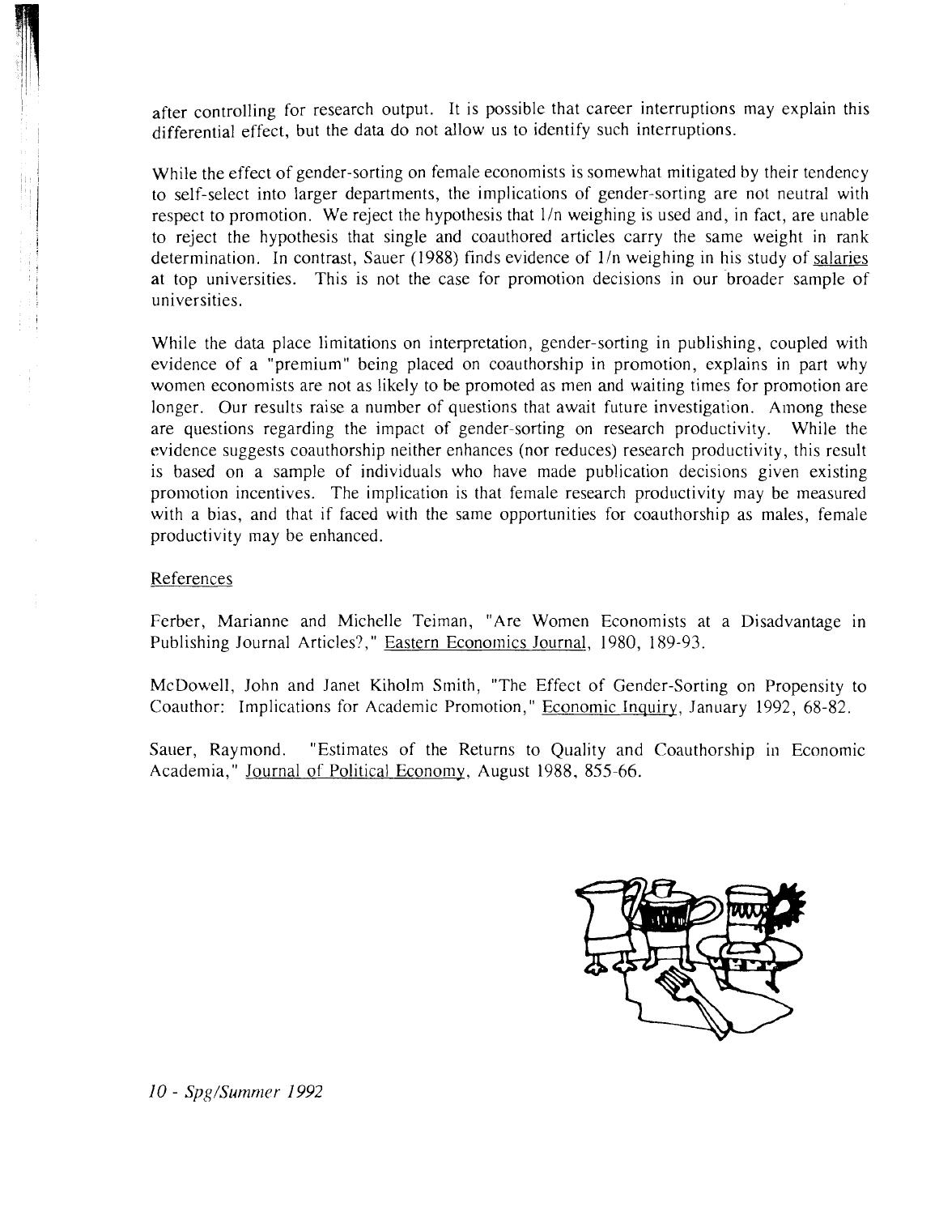after controlling for research output. It is possible that career interruptions may explain this differential effect, but the data do not allow us to identify such interruptions.

While the effect of gender-sorting on female economists is somewhat mitigated by their tendency to self-select into larger departments, the implications of gender-sorting are not neutral with respect to promotion. We reject the hypothesis that 1/n weighing is used and, in fact, are unable to reject the hypothesis that single and coauthored articles carry the same weight in rank determination. In contrast, Sauer (1988) finds evidence of 1/n weighing in his study of salaries at top universities. This is not the case for promotion decisions in our broader sample of universities.

While the data place limitations on interpretation, gender-sorting in publishing, coupled with evidence of a "premium" being placed on coauthorship in promotion, explains in part why women economists are not as likely to be promoted as men and waiting times for promotion are longer. Our results raise a number of questions that await future investigation. Among these are questions regarding the impact of gender-sorting on research productivity. While the evidence suggests coauthorship neither enhances (nor reduces) research productivity, this result is based on a sample of individuals who have made publication decisions given existing promotion incentives. The implication is that female research productivity may be measured with a bias, and that if faced with the same opportunities for coauthorship as males, female productivity may be enhanced.

References

Ferber, Marianne and Michelle Teiman, "Are Women Economists at a Disadvantage in Publishing Journal Articles?," Eastern Economics Journal, 1980, 189-93.

McDowell, John and Janet Kiholm Smith, "The Effect of Gender-Sorting on Propensity to Coauthor: Implications for Academic Promotion," Economic Inquiry, January 1992, 68-82.

Sauer, Raymond. "Estimates of the Returns to Quality and Coauthorship in Economic Academia," Journal of Political Economy, August 1988, 855-66.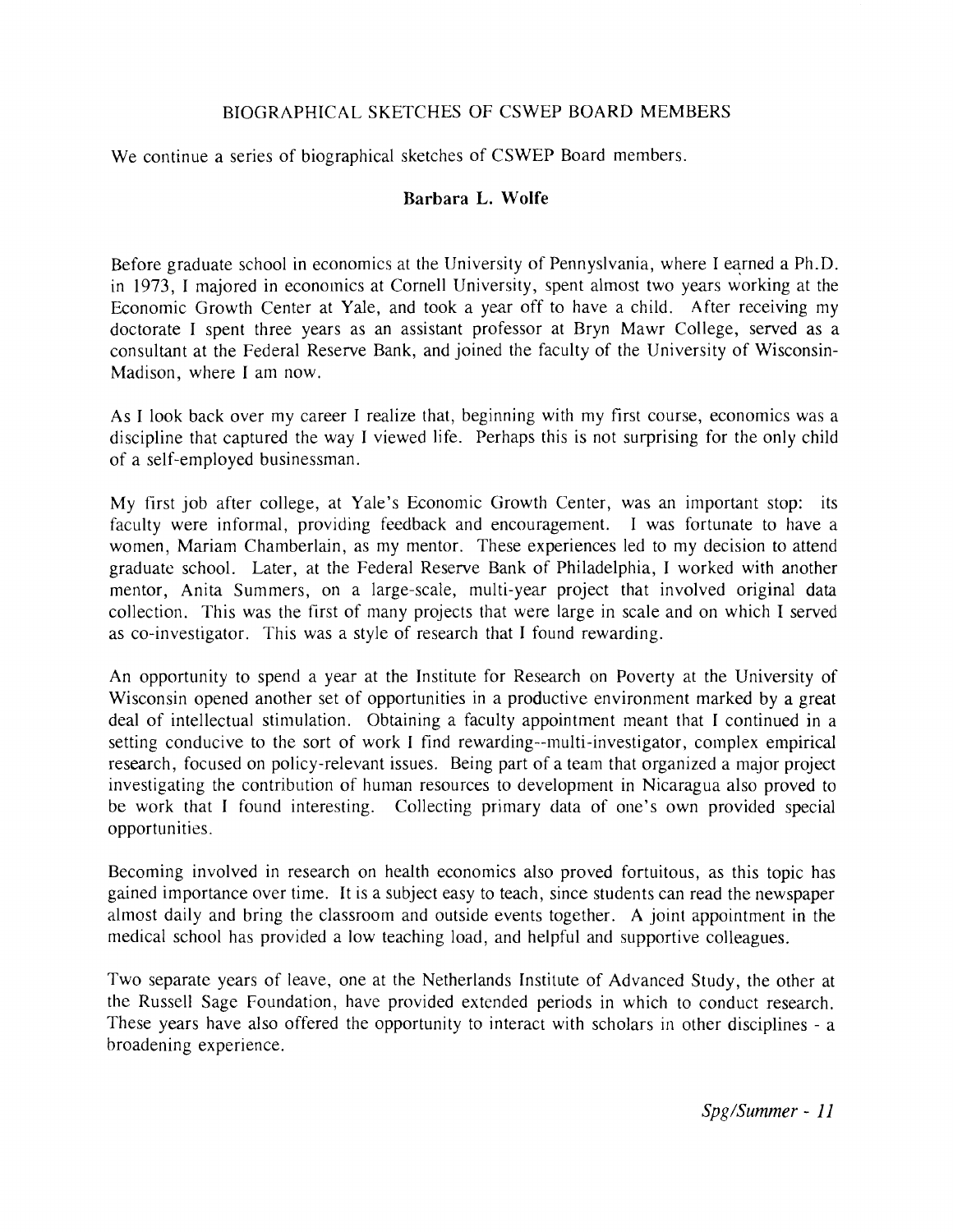## BIOGRAPHICAL SKETCHES OF CSWEP BOARD MEMBERS

We continue a series of biographical sketches of CSWEP Board members.

### Barbara L. Wolfe

Before graduate school in economics at the University of Pennyslvania, where I earned a Ph.D. in 1973, I majored in economics at Cornell University, spent almost two years working at the Economic Growth Center at Yale, and took a year off to have a child. After receiving my doctorate I spent three years as an assistant professor at Bryn Mawr College, served as a consultant at the Federal Reserve Bank, and joined the faculty of the University of Wisconsin-Madison, where I am now.

As I look back over my career I realize that, beginning with my first course, economics was a discipline that captured the way I viewed life. Perhaps this is not surprising for the only child of a self-employed businessman.

My first job after college, at Yale's Economic Growth Center, was an important stop: its faculty were informal, providing feedback and encouragement. I was fortunate to have a women, Mariam Chamberlain, as my mentor. These experiences led to my decision to attend graduate school. Later, at the Federal Reserve Bank of Philadelphia, I worked with another mentor, Anita Summers, on a large-scale, multi-year project that involved original data collection. This was the first of many projects that were large in scale and on which I served as co-investigator. This was a style of research that I found rewarding.

An opportunity to spend a year at the Institute for Research on Poverty at the University of Wisconsin opened another set of opportunities in a productive environment marked by a great deal of intellectual stimulation. Obtaining a faculty appointment meant that I continued in a setting conducive to the sort of work I find rewarding--multi-investigator, complex empirical research, focused on policy-relevant issues. Being part of a team that organized a major project investigating the contribution of human resources to development in Nicaragua also proved to be work that I found interesting. Collecting primary data of one's own provided special opportunities.

Becoming involved in research on health economics also proved fortuitous, as this topic has gained importance over time. It is a subject easy to teach, since students can read the newspaper almost daily and bring the classroom and outside events together. A joint appointment in the medical school has provided a low teaching load, and helpful and supportive colleagues.

Two separate years of leave, one at the Netherlands Institute of Advanced Study, the other at the Russell Sage Foundation, have provided extended periods in which to conduct research. These years have also offered the opportunity to interact with scholars in other disciplines - a broadening experience.